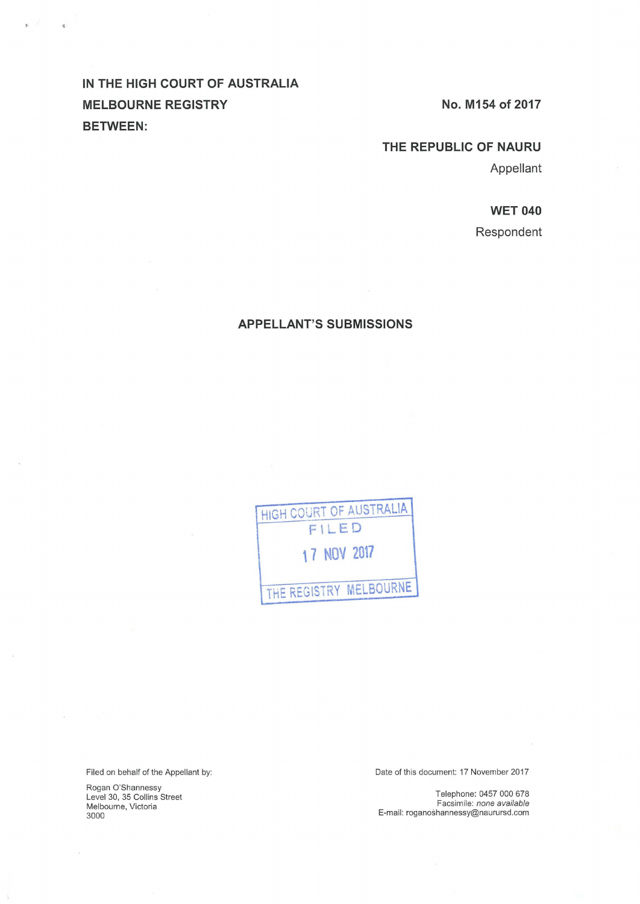**IN THE HIGH COURT OF AUSTRALIA**

**MELBOURNE REGISTRY** **No. M154 of 2017**

**BETWEEN:**

**THE REPUBLIC OF NAURU**
Appellant

**WET 040**
Respondent

## APPELLANT'S SUBMISSIONS

HIGH COURT OF AUSTRALIA
FILED
17 NOV 2017
THE REGISTRY MELBOURNE

Filed on behalf of the Appellant by:

Rogan O'Shannessy
Level 30, 35 Collins Street
Melbourne, Victoria
3000

Date of this document: 17 November 2017

Telephone: 0457 000 678
Facsimile: *none available*
E-mail: roganoshannessy@naurursd.com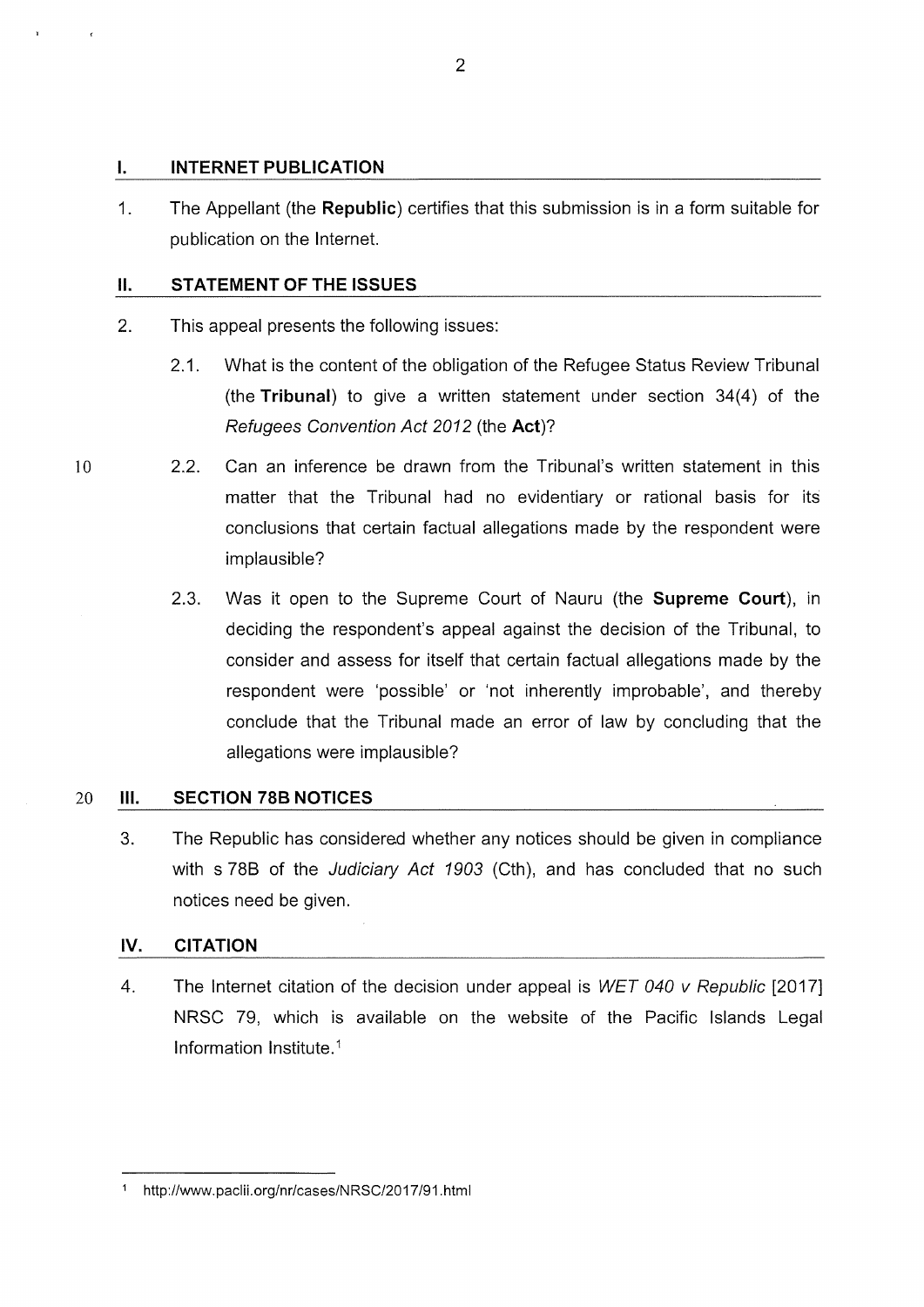## I. INTERNET PUBLICATION

1. The Appellant (the **Republic**) certifies that this submission is in a form suitable for publication on the Internet.

## II. STATEMENT OF THE ISSUES

2. This appeal presents the following issues:

   2.1. What is the content of the obligation of the Refugee Status Review Tribunal (the **Tribunal**) to give a written statement under section 34(4) of the *Refugees Convention Act 2012* (the **Act**)?

   2.2. Can an inference be drawn from the Tribunal's written statement in this matter that the Tribunal had no evidentiary or rational basis for its conclusions that certain factual allegations made by the respondent were implausible?

   2.3. Was it open to the Supreme Court of Nauru (the **Supreme Court**), in deciding the respondent's appeal against the decision of the Tribunal, to consider and assess for itself that certain factual allegations made by the respondent were 'possible' or 'not inherently improbable', and thereby conclude that the Tribunal made an error of law by concluding that the allegations were implausible?

## III. SECTION 78B NOTICES

3. The Republic has considered whether any notices should be given in compliance with s 78B of the *Judiciary Act 1903* (Cth), and has concluded that no such notices need be given.

## IV. CITATION

4. The Internet citation of the decision under appeal is *WET 040 v Republic* [2017] NRSC 79, which is available on the website of the Pacific Islands Legal Information Institute.[1]

---

[1] http://www.paclii.org/nr/cases/NRSC/2017/91.html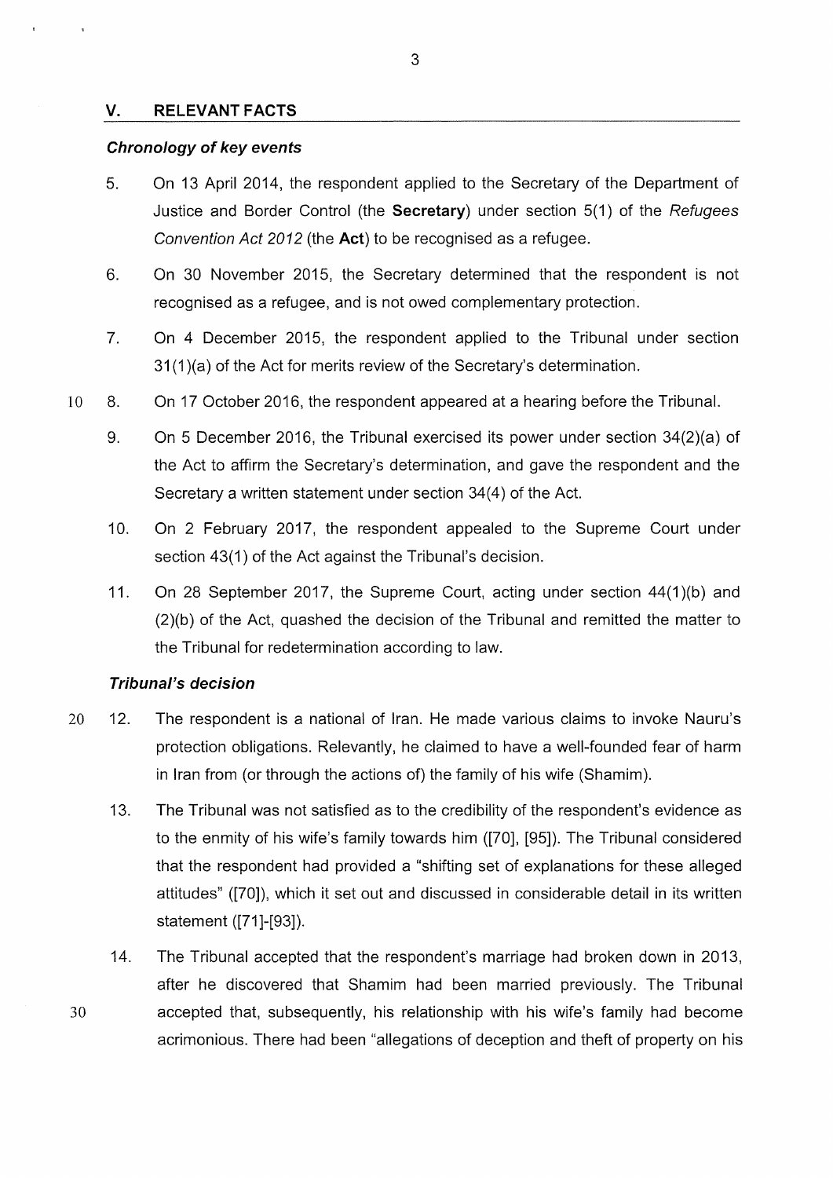## V. RELEVANT FACTS

### *Chronology of key events*

5. On 13 April 2014, the respondent applied to the Secretary of the Department of Justice and Border Control (the **Secretary**) under section 5(1) of the *Refugees Convention Act 2012* (the **Act**) to be recognised as a refugee.

6. On 30 November 2015, the Secretary determined that the respondent is not recognised as a refugee, and is not owed complementary protection.

7. On 4 December 2015, the respondent applied to the Tribunal under section 31(1)(a) of the Act for merits review of the Secretary's determination.

8. On 17 October 2016, the respondent appeared at a hearing before the Tribunal.

9. On 5 December 2016, the Tribunal exercised its power under section 34(2)(a) of the Act to affirm the Secretary's determination, and gave the respondent and the Secretary a written statement under section 34(4) of the Act.

10. On 2 February 2017, the respondent appealed to the Supreme Court under section 43(1) of the Act against the Tribunal's decision.

11. On 28 September 2017, the Supreme Court, acting under section 44(1)(b) and (2)(b) of the Act, quashed the decision of the Tribunal and remitted the matter to the Tribunal for redetermination according to law.

### *Tribunal's decision*

12. The respondent is a national of Iran. He made various claims to invoke Nauru's protection obligations. Relevantly, he claimed to have a well-founded fear of harm in Iran from (or through the actions of) the family of his wife (Shamim).

13. The Tribunal was not satisfied as to the credibility of the respondent's evidence as to the enmity of his wife's family towards him ([70], [95]). The Tribunal considered that the respondent had provided a "shifting set of explanations for these alleged attitudes" ([70]), which it set out and discussed in considerable detail in its written statement ([71]-[93]).

14. The Tribunal accepted that the respondent's marriage had broken down in 2013, after he discovered that Shamim had been married previously. The Tribunal accepted that, subsequently, his relationship with his wife's family had become acrimonious. There had been "allegations of deception and theft of property on his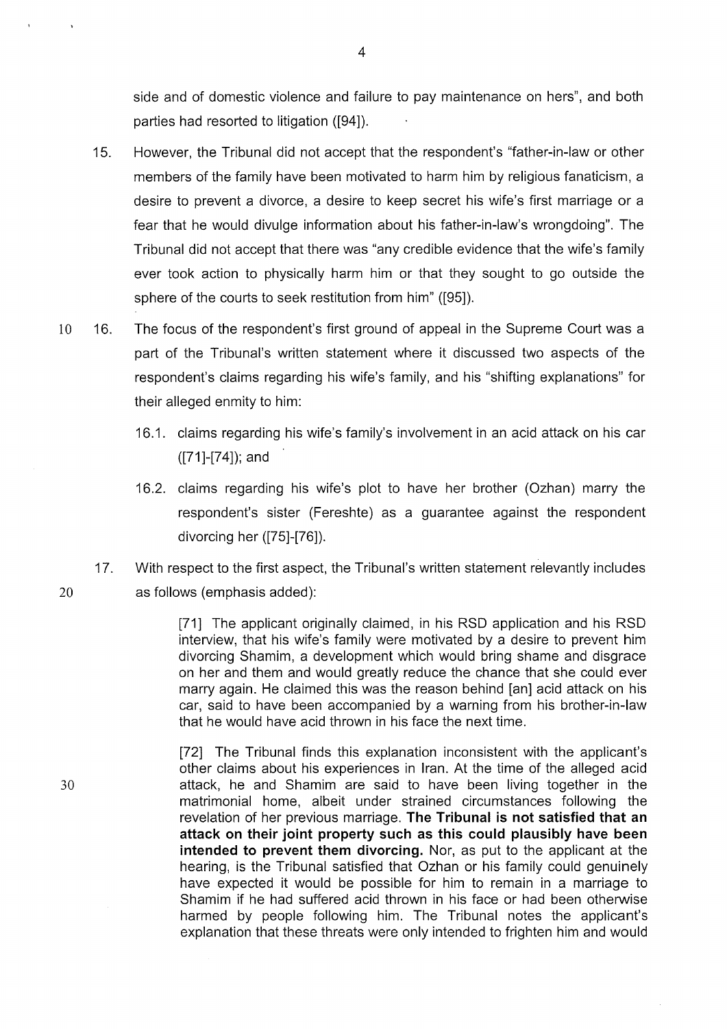side and of domestic violence and failure to pay maintenance on hers", and both parties had resorted to litigation ([94]).

15. However, the Tribunal did not accept that the respondent's "father-in-law or other members of the family have been motivated to harm him by religious fanaticism, a desire to prevent a divorce, a desire to keep secret his wife's first marriage or a fear that he would divulge information about his father-in-law's wrongdoing". The Tribunal did not accept that there was "any credible evidence that the wife's family ever took action to physically harm him or that they sought to go outside the sphere of the courts to seek restitution from him" ([95]).

16. The focus of the respondent's first ground of appeal in the Supreme Court was a part of the Tribunal's written statement where it discussed two aspects of the respondent's claims regarding his wife's family, and his "shifting explanations" for their alleged enmity to him:

    16.1. claims regarding his wife's family's involvement in an acid attack on his car ([71]-[74]); and

    16.2. claims regarding his wife's plot to have her brother (Ozhan) marry the respondent's sister (Fereshte) as a guarantee against the respondent divorcing her ([75]-[76]).

17. With respect to the first aspect, the Tribunal's written statement relevantly includes as follows (emphasis added):

> [71] The applicant originally claimed, in his RSD application and his RSD interview, that his wife's family were motivated by a desire to prevent him divorcing Shamim, a development which would bring shame and disgrace on her and them and would greatly reduce the chance that she could ever marry again. He claimed this was the reason behind [an] acid attack on his car, said to have been accompanied by a warning from his brother-in-law that he would have acid thrown in his face the next time.
>
> [72] The Tribunal finds this explanation inconsistent with the applicant's other claims about his experiences in Iran. At the time of the alleged acid attack, he and Shamim are said to have been living together in the matrimonial home, albeit under strained circumstances following the revelation of her previous marriage. **The Tribunal is not satisfied that an attack on their joint property such as this could plausibly have been intended to prevent them divorcing.** Nor, as put to the applicant at the hearing, is the Tribunal satisfied that Ozhan or his family could genuinely have expected it would be possible for him to remain in a marriage to Shamim if he had suffered acid thrown in his face or had been otherwise harmed by people following him. The Tribunal notes the applicant's explanation that these threats were only intended to frighten him and would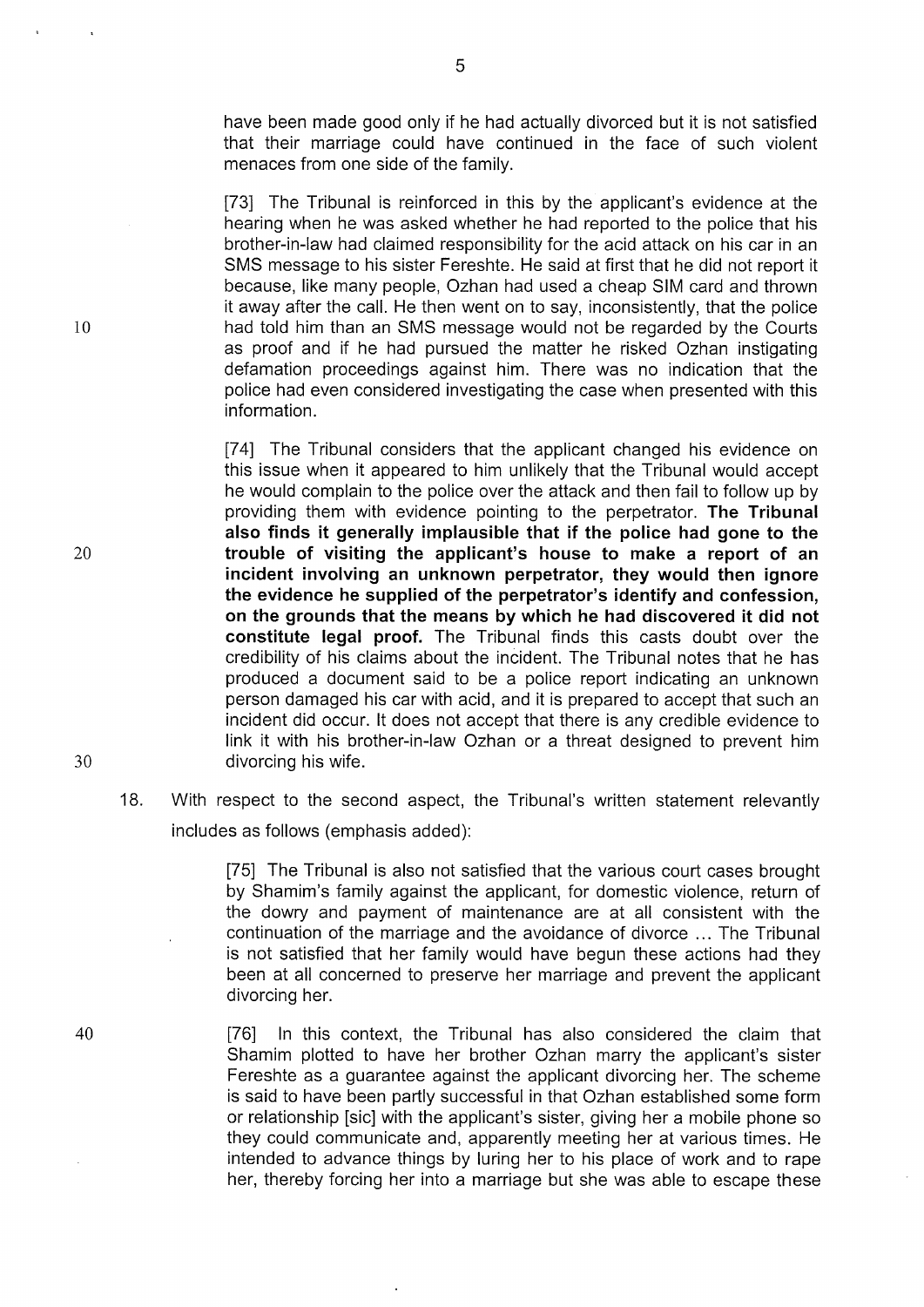have been made good only if he had actually divorced but it is not satisfied that their marriage could have continued in the face of such violent menaces from one side of the family.

> [73] The Tribunal is reinforced in this by the applicant's evidence at the hearing when he was asked whether he had reported to the police that his brother-in-law had claimed responsibility for the acid attack on his car in an SMS message to his sister Fereshte. He said at first that he did not report it because, like many people, Ozhan had used a cheap SIM card and thrown it away after the call. He then went on to say, inconsistently, that the police had told him than an SMS message would not be regarded by the Courts as proof and if he had pursued the matter he risked Ozhan instigating defamation proceedings against him. There was no indication that the police had even considered investigating the case when presented with this information.
>
> [74] The Tribunal considers that the applicant changed his evidence on this issue when it appeared to him unlikely that the Tribunal would accept he would complain to the police over the attack and then fail to follow up by providing them with evidence pointing to the perpetrator. **The Tribunal also finds it generally implausible that if the police had gone to the trouble of visiting the applicant's house to make a report of an incident involving an unknown perpetrator, they would then ignore the evidence he supplied of the perpetrator's identify and confession, on the grounds that the means by which he had discovered it did not constitute legal proof.** The Tribunal finds this casts doubt over the credibility of his claims about the incident. The Tribunal notes that he has produced a document said to be a police report indicating an unknown person damaged his car with acid, and it is prepared to accept that such an incident did occur. It does not accept that there is any credible evidence to link it with his brother-in-law Ozhan or a threat designed to prevent him divorcing his wife.

18. With respect to the second aspect, the Tribunal's written statement relevantly includes as follows (emphasis added):

> [75] The Tribunal is also not satisfied that the various court cases brought by Shamim's family against the applicant, for domestic violence, return of the dowry and payment of maintenance are at all consistent with the continuation of the marriage and the avoidance of divorce ... The Tribunal is not satisfied that her family would have begun these actions had they been at all concerned to preserve her marriage and prevent the applicant divorcing her.
>
> [76] In this context, the Tribunal has also considered the claim that Shamim plotted to have her brother Ozhan marry the applicant's sister Fereshte as a guarantee against the applicant divorcing her. The scheme is said to have been partly successful in that Ozhan established some form or relationship [sic] with the applicant's sister, giving her a mobile phone so they could communicate and, apparently meeting her at various times. He intended to advance things by luring her to his place of work and to rape her, thereby forcing her into a marriage but she was able to escape these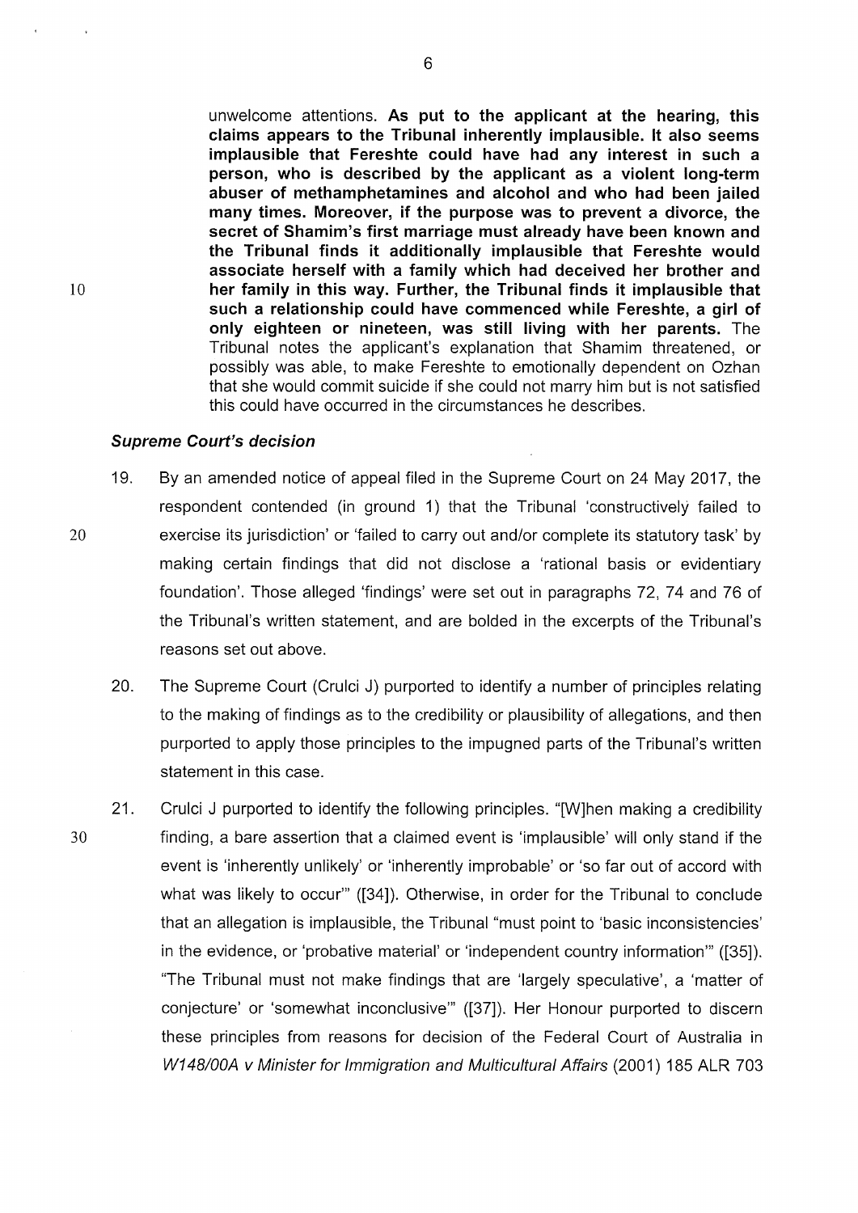unwelcome attentions. **As put to the applicant at the hearing, this claims appears to the Tribunal inherently implausible. It also seems implausible that Fereshte could have had any interest in such a person, who is described by the applicant as a violent long-term abuser of methamphetamines and alcohol and who had been jailed many times. Moreover, if the purpose was to prevent a divorce, the secret of Shamim's first marriage must already have been known and the Tribunal finds it additionally implausible that Fereshte would associate herself with a family which had deceived her brother and her family in this way. Further, the Tribunal finds it implausible that such a relationship could have commenced while Fereshte, a girl of only eighteen or nineteen, was still living with her parents.** The Tribunal notes the applicant's explanation that Shamim threatened, or possibly was able, to make Fereshte to emotionally dependent on Ozhan that she would commit suicide if she could not marry him but is not satisfied this could have occurred in the circumstances he describes.

### *Supreme Court's decision*

19. By an amended notice of appeal filed in the Supreme Court on 24 May 2017, the respondent contended (in ground 1) that the Tribunal 'constructively failed to exercise its jurisdiction' or 'failed to carry out and/or complete its statutory task' by making certain findings that did not disclose a 'rational basis or evidentiary foundation'. Those alleged 'findings' were set out in paragraphs 72, 74 and 76 of the Tribunal's written statement, and are bolded in the excerpts of the Tribunal's reasons set out above.

20. The Supreme Court (Crulci J) purported to identify a number of principles relating to the making of findings as to the credibility or plausibility of allegations, and then purported to apply those principles to the impugned parts of the Tribunal's written statement in this case.

21. Crulci J purported to identify the following principles. "[W]hen making a credibility finding, a bare assertion that a claimed event is 'implausible' will only stand if the event is 'inherently unlikely' or 'inherently improbable' or 'so far out of accord with what was likely to occur'" ([34]). Otherwise, in order for the Tribunal to conclude that an allegation is implausible, the Tribunal "must point to 'basic inconsistencies' in the evidence, or 'probative material' or 'independent country information'" ([35]). "The Tribunal must not make findings that are 'largely speculative', a 'matter of conjecture' or 'somewhat inconclusive'" ([37]). Her Honour purported to discern these principles from reasons for decision of the Federal Court of Australia in *W148/00A v Minister for Immigration and Multicultural Affairs* (2001) 185 ALR 703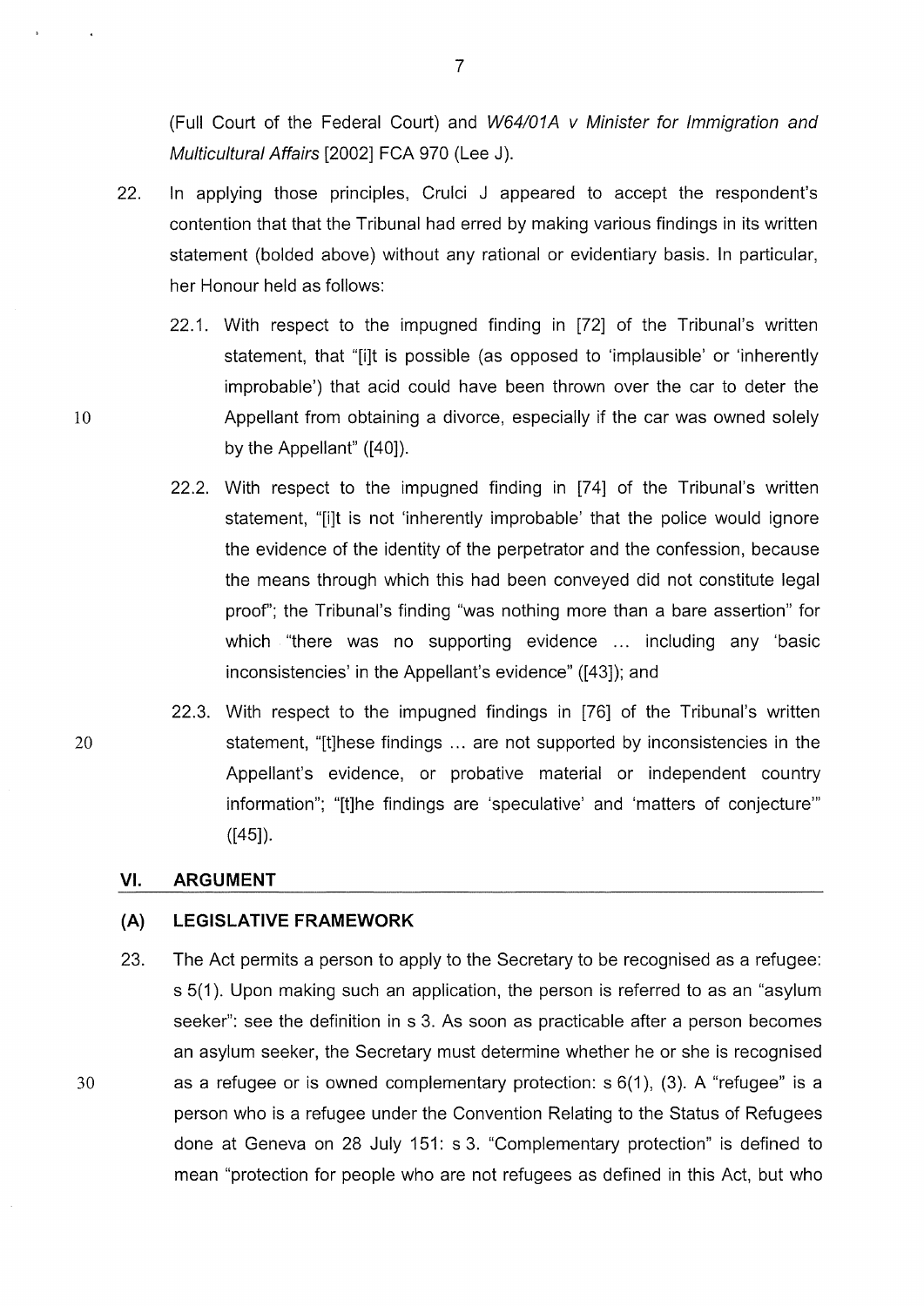(Full Court of the Federal Court) and *W64/01A v Minister for Immigration and Multicultural Affairs* [2002] FCA 970 (Lee J).

22. In applying those principles, Crulci J appeared to accept the respondent's contention that that the Tribunal had erred by making various findings in its written statement (bolded above) without any rational or evidentiary basis. In particular, her Honour held as follows:

    22.1. With respect to the impugned finding in [72] of the Tribunal's written statement, that "[i]t is possible (as opposed to 'implausible' or 'inherently improbable') that acid could have been thrown over the car to deter the Appellant from obtaining a divorce, especially if the car was owned solely by the Appellant" ([40]).

    22.2. With respect to the impugned finding in [74] of the Tribunal's written statement, "[i]t is not 'inherently improbable' that the police would ignore the evidence of the identity of the perpetrator and the confession, because the means through which this had been conveyed did not constitute legal proof"; the Tribunal's finding "was nothing more than a bare assertion" for which "there was no supporting evidence ... including any 'basic inconsistencies' in the Appellant's evidence" ([43]); and

    22.3. With respect to the impugned findings in [76] of the Tribunal's written statement, "[t]hese findings ... are not supported by inconsistencies in the Appellant's evidence, or probative material or independent country information"; "[t]he findings are 'speculative' and 'matters of conjecture'" ([45]).

## VI. ARGUMENT

### (A) LEGISLATIVE FRAMEWORK

23. The Act permits a person to apply to the Secretary to be recognised as a refugee: s 5(1). Upon making such an application, the person is referred to as an "asylum seeker": see the definition in s 3. As soon as practicable after a person becomes an asylum seeker, the Secretary must determine whether he or she is recognised as a refugee or is owned complementary protection: s 6(1), (3). A "refugee" is a person who is a refugee under the Convention Relating to the Status of Refugees done at Geneva on 28 July 151: s 3. "Complementary protection" is defined to mean "protection for people who are not refugees as defined in this Act, but who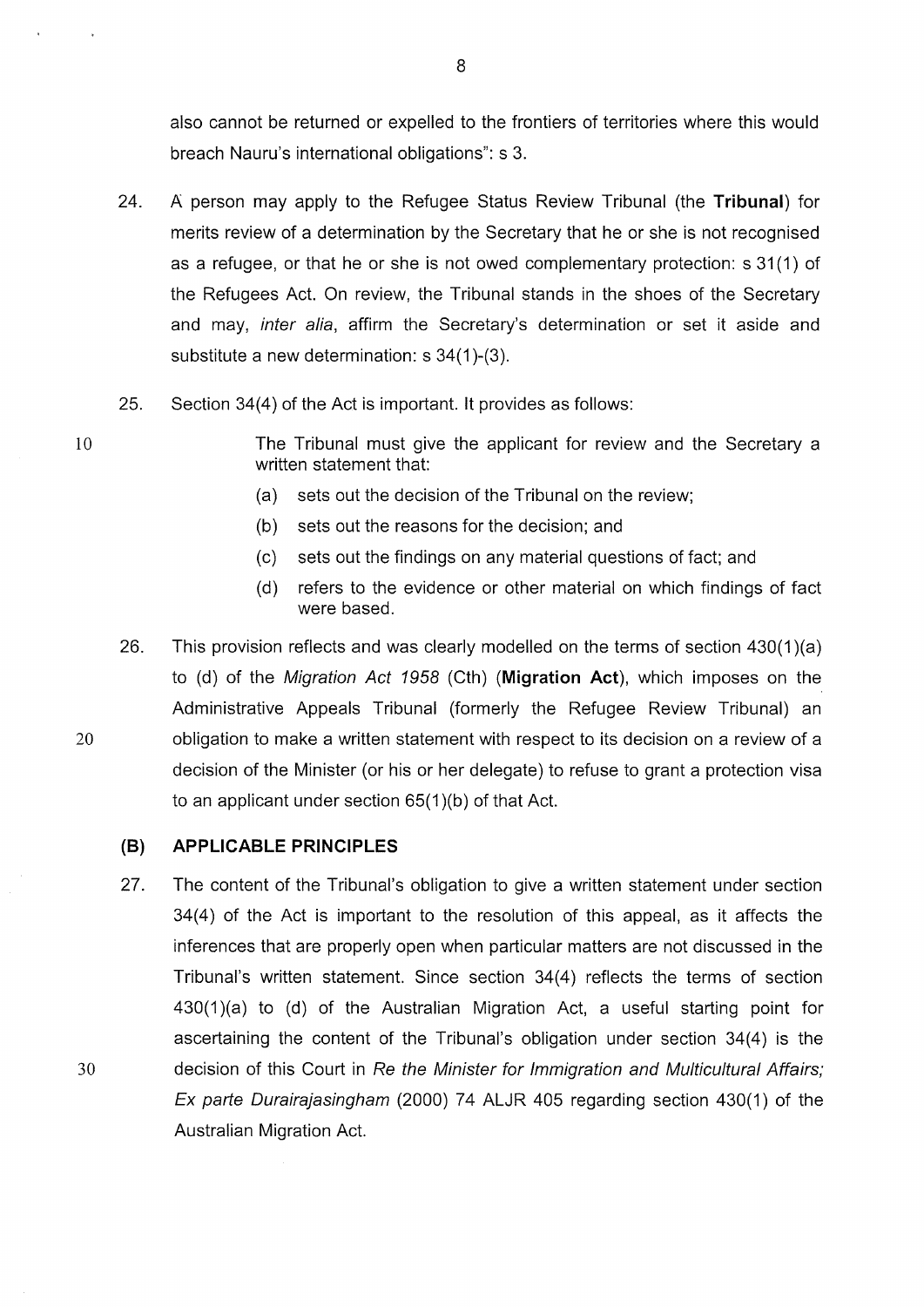also cannot be returned or expelled to the frontiers of territories where this would breach Nauru's international obligations": s 3.

24. A person may apply to the Refugee Status Review Tribunal (the **Tribunal**) for merits review of a determination by the Secretary that he or she is not recognised as a refugee, or that he or she is not owed complementary protection: s 31(1) of the Refugees Act. On review, the Tribunal stands in the shoes of the Secretary and may, *inter alia*, affirm the Secretary's determination or set it aside and substitute a new determination: s 34(1)-(3).

25. Section 34(4) of the Act is important. It provides as follows:

> The Tribunal must give the applicant for review and the Secretary a written statement that:
>
> (a) sets out the decision of the Tribunal on the review;
>
> (b) sets out the reasons for the decision; and
>
> (c) sets out the findings on any material questions of fact; and
>
> (d) refers to the evidence or other material on which findings of fact were based.

26. This provision reflects and was clearly modelled on the terms of section 430(1)(a) to (d) of the *Migration Act 1958* (Cth) (**Migration Act**), which imposes on the Administrative Appeals Tribunal (formerly the Refugee Review Tribunal) an obligation to make a written statement with respect to its decision on a review of a decision of the Minister (or his or her delegate) to refuse to grant a protection visa to an applicant under section 65(1)(b) of that Act.

## (B) APPLICABLE PRINCIPLES

27. The content of the Tribunal's obligation to give a written statement under section 34(4) of the Act is important to the resolution of this appeal, as it affects the inferences that are properly open when particular matters are not discussed in the Tribunal's written statement. Since section 34(4) reflects the terms of section 430(1)(a) to (d) of the Australian Migration Act, a useful starting point for ascertaining the content of the Tribunal's obligation under section 34(4) is the decision of this Court in *Re the Minister for Immigration and Multicultural Affairs; Ex parte Durairajasingham* (2000) 74 ALJR 405 regarding section 430(1) of the Australian Migration Act.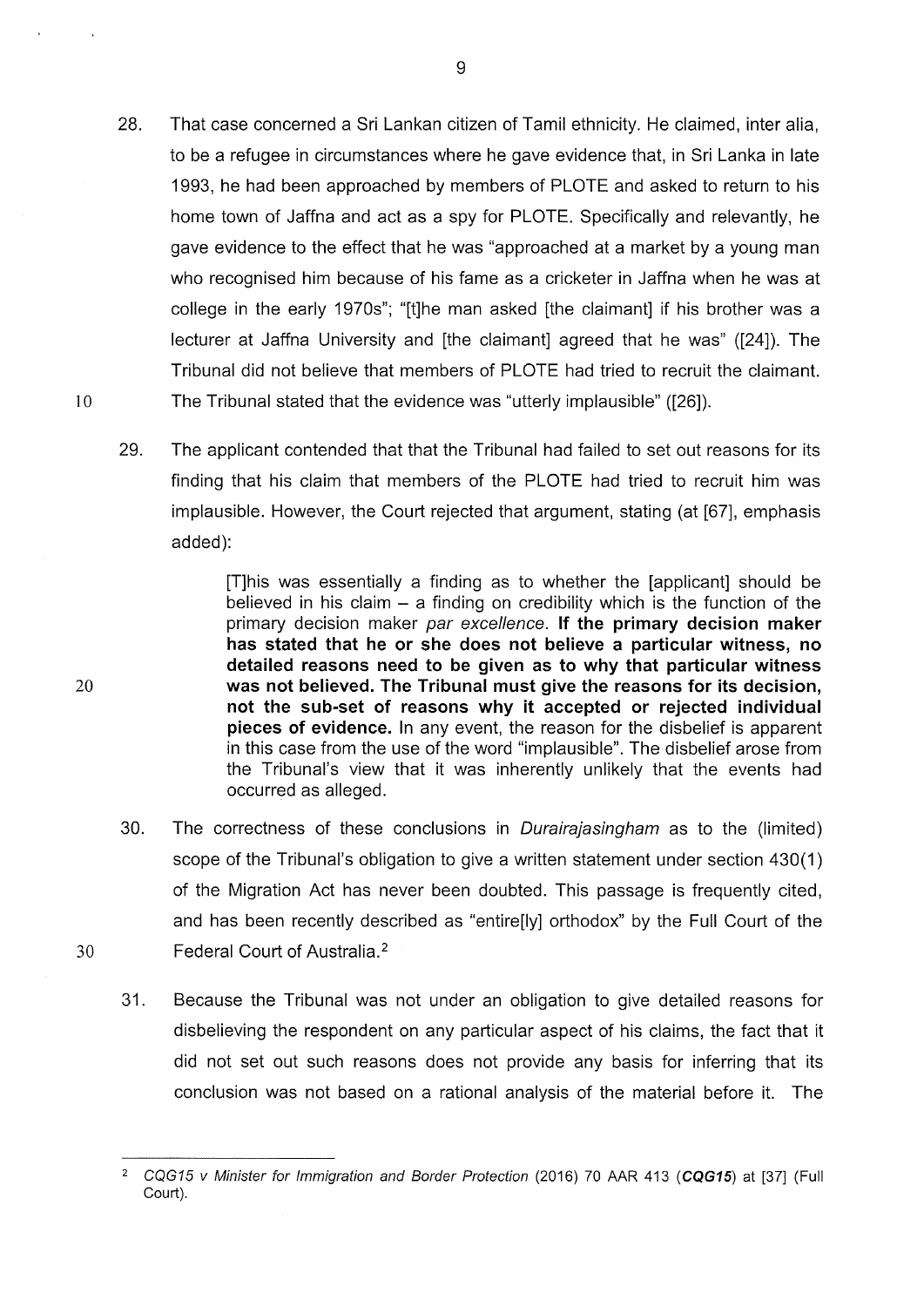28. That case concerned a Sri Lankan citizen of Tamil ethnicity. He claimed, inter alia, to be a refugee in circumstances where he gave evidence that, in Sri Lanka in late 1993, he had been approached by members of PLOTE and asked to return to his home town of Jaffna and act as a spy for PLOTE. Specifically and relevantly, he gave evidence to the effect that he was "approached at a market by a young man who recognised him because of his fame as a cricketer in Jaffna when he was at college in the early 1970s"; "[t]he man asked [the claimant] if his brother was a lecturer at Jaffna University and [the claimant] agreed that he was" ([24]). The Tribunal did not believe that members of PLOTE had tried to recruit the claimant. The Tribunal stated that the evidence was "utterly implausible" ([26]).

29. The applicant contended that that the Tribunal had failed to set out reasons for its finding that his claim that members of the PLOTE had tried to recruit him was implausible. However, the Court rejected that argument, stating (at [67], emphasis added):

> [T]his was essentially a finding as to whether the [applicant] should be believed in his claim – a finding on credibility which is the function of the primary decision maker *par excellence*. **If the primary decision maker has stated that he or she does not believe a particular witness, no detailed reasons need to be given as to why that particular witness was not believed. The Tribunal must give the reasons for its decision, not the sub-set of reasons why it accepted or rejected individual pieces of evidence.** In any event, the reason for the disbelief is apparent in this case from the use of the word "implausible". The disbelief arose from the Tribunal's view that it was inherently unlikely that the events had occurred as alleged.

30. The correctness of these conclusions in *Durairajasingham* as to the (limited) scope of the Tribunal's obligation to give a written statement under section 430(1) of the Migration Act has never been doubted. This passage is frequently cited, and has been recently described as "entire[ly] orthodox" by the Full Court of the Federal Court of Australia.[2]

31. Because the Tribunal was not under an obligation to give detailed reasons for disbelieving the respondent on any particular aspect of his claims, the fact that it did not set out such reasons does not provide any basis for inferring that its conclusion was not based on a rational analysis of the material before it. The

[2] *CQG15 v Minister for Immigration and Border Protection* (2016) 70 AAR 413 (***CQG15***) at [37] (Full Court).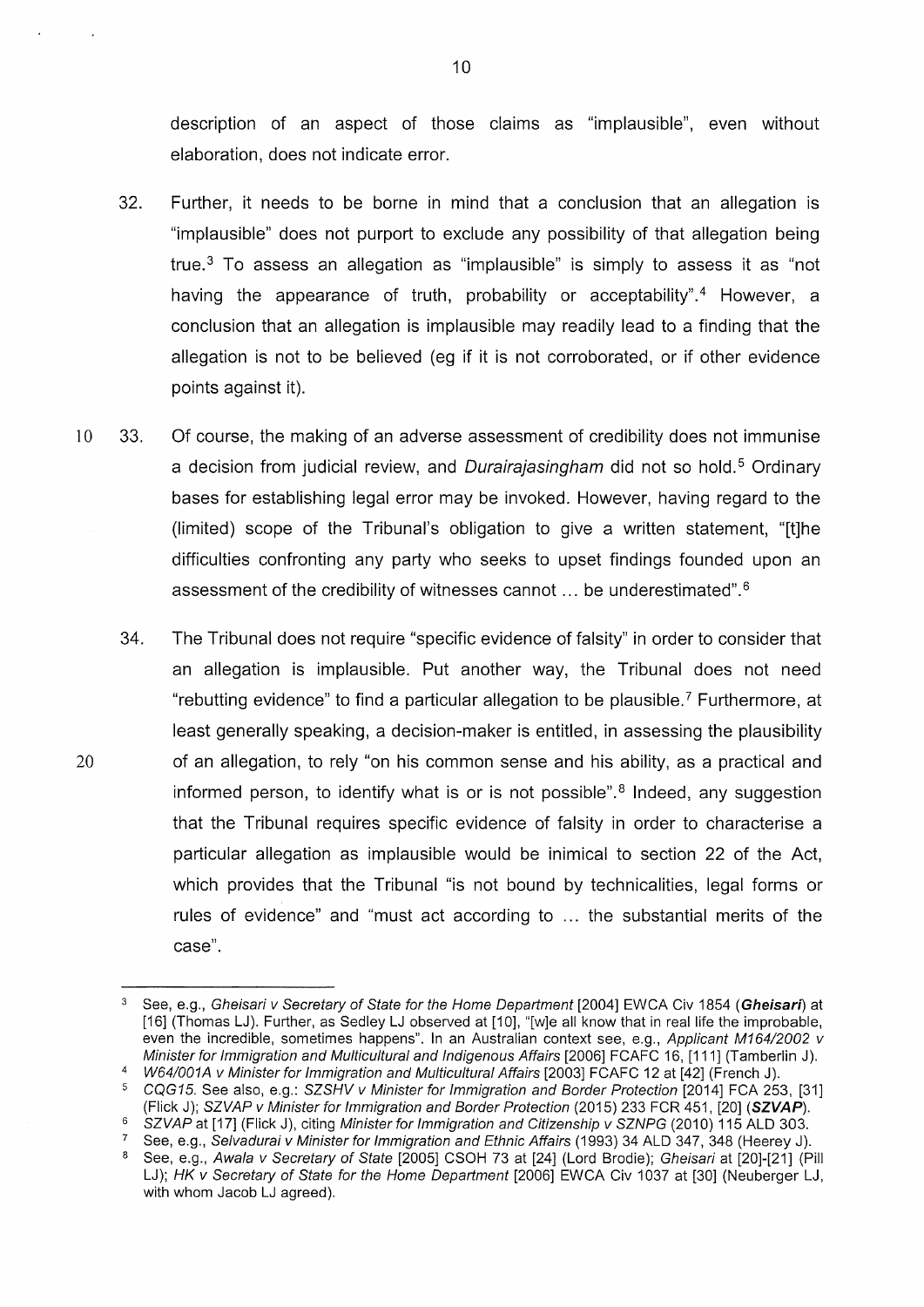description of an aspect of those claims as "implausible", even without elaboration, does not indicate error.

32. Further, it needs to be borne in mind that a conclusion that an allegation is "implausible" does not purport to exclude any possibility of that allegation being true.[3] To assess an allegation as "implausible" is simply to assess it as "not having the appearance of truth, probability or acceptability".[4] However, a conclusion that an allegation is implausible may readily lead to a finding that the allegation is not to be believed (eg if it is not corroborated, or if other evidence points against it).

33. Of course, the making of an adverse assessment of credibility does not immunise a decision from judicial review, and *Durairajasingham* did not so hold.[5] Ordinary bases for establishing legal error may be invoked. However, having regard to the (limited) scope of the Tribunal's obligation to give a written statement, "[t]he difficulties confronting any party who seeks to upset findings founded upon an assessment of the credibility of witnesses cannot ... be underestimated".[6]

34. The Tribunal does not require "specific evidence of falsity" in order to consider that an allegation is implausible. Put another way, the Tribunal does not need "rebutting evidence" to find a particular allegation to be plausible.[7] Furthermore, at least generally speaking, a decision-maker is entitled, in assessing the plausibility of an allegation, to rely "on his common sense and his ability, as a practical and informed person, to identify what is or is not possible".[8] Indeed, any suggestion that the Tribunal requires specific evidence of falsity in order to characterise a particular allegation as implausible would be inimical to section 22 of the Act, which provides that the Tribunal "is not bound by technicalities, legal forms or rules of evidence" and "must act according to ... the substantial merits of the case".

---

[3] See, e.g., *Gheisari v Secretary of State for the Home Department* [2004] EWCA Civ 1854 (***Gheisari***) at [16] (Thomas LJ). Further, as Sedley LJ observed at [10], "[w]e all know that in real life the improbable, even the incredible, sometimes happens". In an Australian context see, e.g., *Applicant M164/2002 v Minister for Immigration and Multicultural and Indigenous Affairs* [2006] FCAFC 16, [111] (Tamberlin J).

[4] *W64/001A v Minister for Immigration and Multicultural Affairs* [2003] FCAFC 12 at [42] (French J).

[5] *CQG15*. See also, e.g.: *SZSHV v Minister for Immigration and Border Protection* [2014] FCA 253, [31] (Flick J); *SZVAP v Minister for Immigration and Border Protection* (2015) 233 FCR 451, [20] (***SZVAP***).

[6] *SZVAP* at [17] (Flick J), citing *Minister for Immigration and Citizenship v SZNPG* (2010) 115 ALD 303.

[7] See, e.g., *Selvadurai v Minister for Immigration and Ethnic Affairs* (1993) 34 ALD 347, 348 (Heerey J).

[8] See, e.g., *Awala v Secretary of State* [2005] CSOH 73 at [24] (Lord Brodie); *Gheisari* at [20]-[21] (Pill LJ); *HK v Secretary of State for the Home Department* [2006] EWCA Civ 1037 at [30] (Neuberger LJ, with whom Jacob LJ agreed).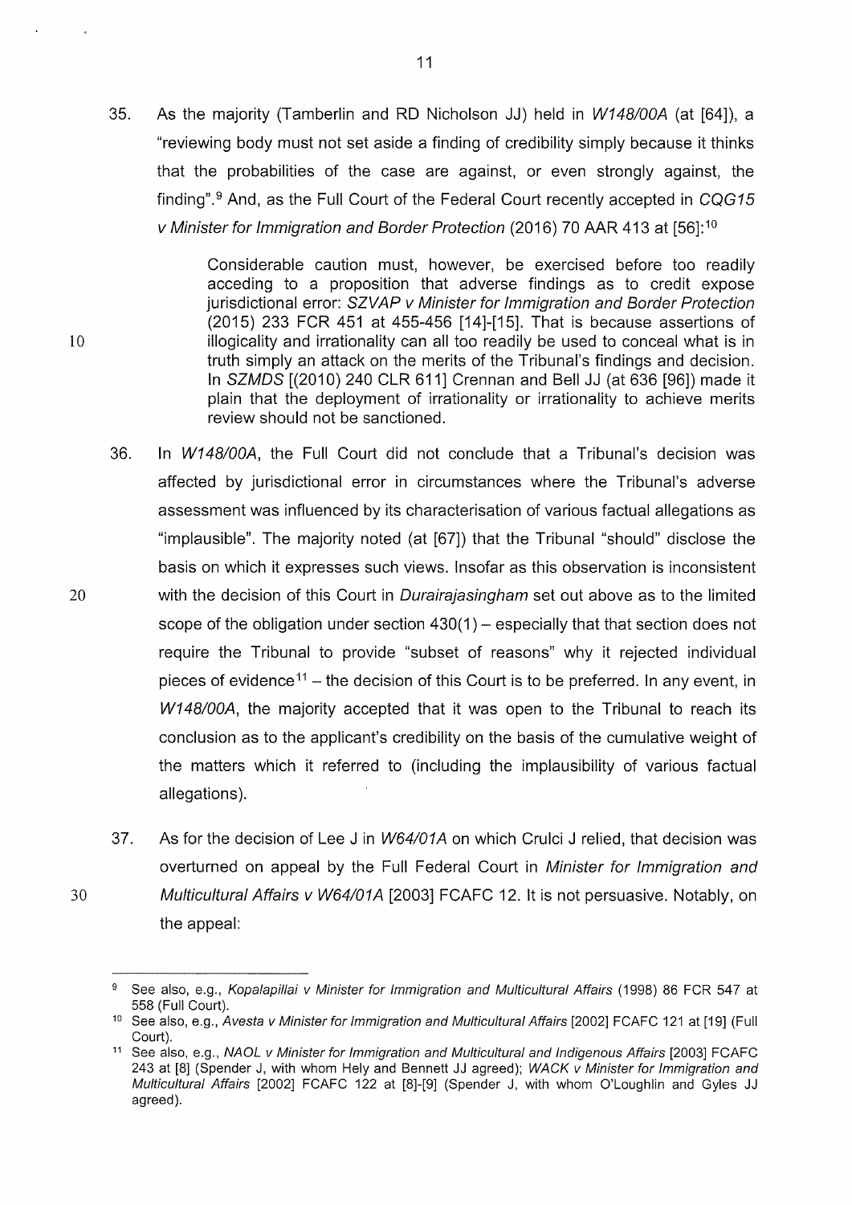35. As the majority (Tamberlin and RD Nicholson JJ) held in *W148/00A* (at [64]), a "reviewing body must not set aside a finding of credibility simply because it thinks that the probabilities of the case are against, or even strongly against, the finding".[9] And, as the Full Court of the Federal Court recently accepted in *CQG15 v Minister for Immigration and Border Protection* (2016) 70 AAR 413 at [56]:[10]

> Considerable caution must, however, be exercised before too readily acceding to a proposition that adverse findings as to credit expose jurisdictional error: *SZVAP v Minister for Immigration and Border Protection* (2015) 233 FCR 451 at 455-456 [14]-[15]. That is because assertions of illogicality and irrationality can all too readily be used to conceal what is in truth simply an attack on the merits of the Tribunal's findings and decision. In *SZMDS* [(2010) 240 CLR 611] Crennan and Bell JJ (at 636 [96]) made it plain that the deployment of irrationality or irrationality to achieve merits review should not be sanctioned.

36. In *W148/00A*, the Full Court did not conclude that a Tribunal's decision was affected by jurisdictional error in circumstances where the Tribunal's adverse assessment was influenced by its characterisation of various factual allegations as "implausible". The majority noted (at [67]) that the Tribunal "should" disclose the basis on which it expresses such views. Insofar as this observation is inconsistent with the decision of this Court in *Durairajasingham* set out above as to the limited scope of the obligation under section 430(1) – especially that that section does not require the Tribunal to provide "subset of reasons" why it rejected individual pieces of evidence[11] – the decision of this Court is to be preferred. In any event, in *W148/00A*, the majority accepted that it was open to the Tribunal to reach its conclusion as to the applicant's credibility on the basis of the cumulative weight of the matters which it referred to (including the implausibility of various factual allegations).

37. As for the decision of Lee J in *W64/01A* on which Crulci J relied, that decision was overturned on appeal by the Full Federal Court in *Minister for Immigration and Multicultural Affairs v W64/01A* [2003] FCAFC 12. It is not persuasive. Notably, on the appeal:

---

[9] See also, e.g., *Kopalapillai v Minister for Immigration and Multicultural Affairs* (1998) 86 FCR 547 at 558 (Full Court).

[10] See also, e.g., *Avesta v Minister for Immigration and Multicultural Affairs* [2002] FCAFC 121 at [19] (Full Court).

[11] See also, e.g., *NAOL v Minister for Immigration and Multicultural and Indigenous Affairs* [2003] FCAFC 243 at [8] (Spender J, with whom Hely and Bennett JJ agreed); *WACK v Minister for Immigration and Multicultural Affairs* [2002] FCAFC 122 at [8]-[9] (Spender J, with whom O'Loughlin and Gyles JJ agreed).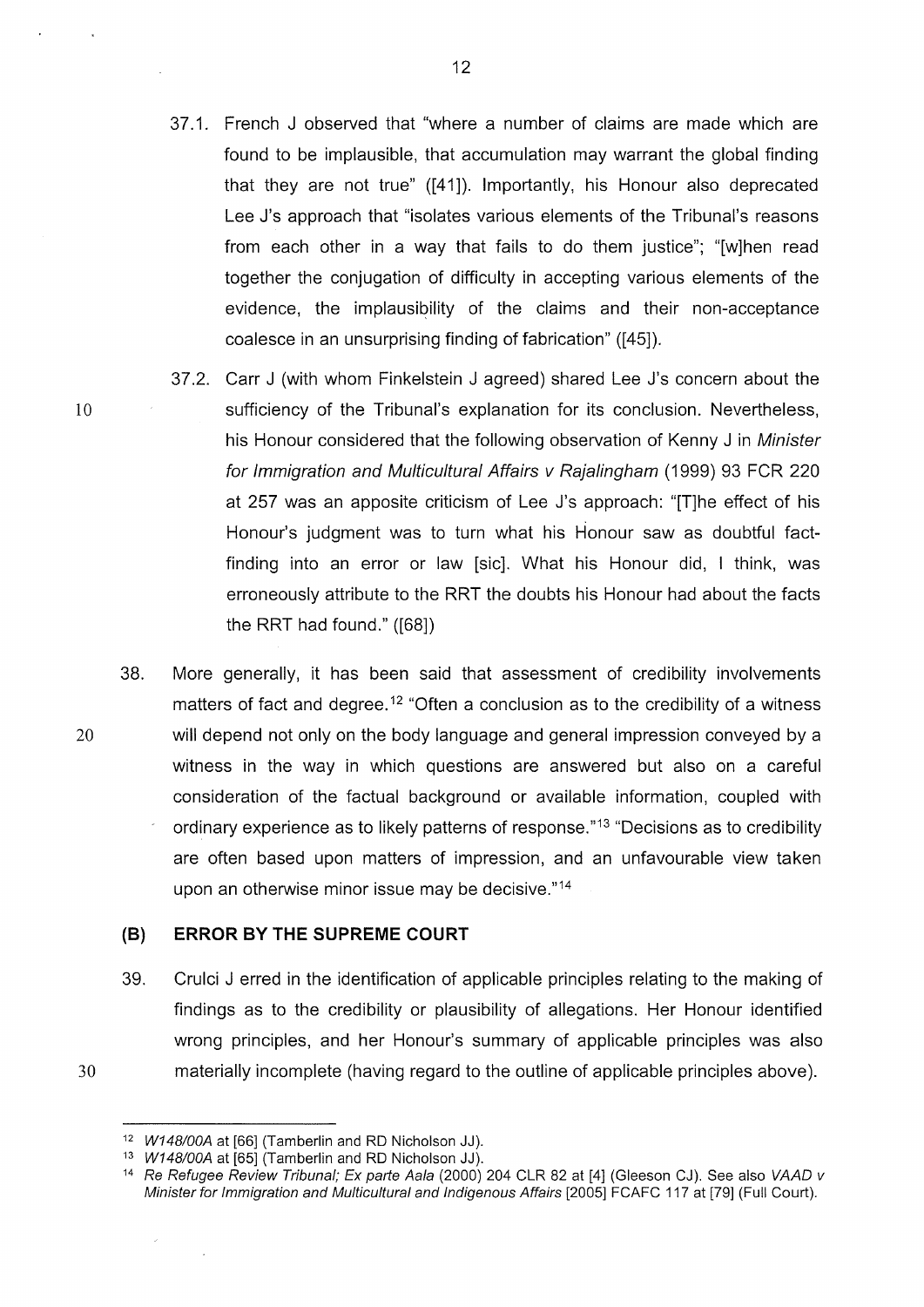37.1. French J observed that "where a number of claims are made which are found to be implausible, that accumulation may warrant the global finding that they are not true" ([41]). Importantly, his Honour also deprecated Lee J's approach that "isolates various elements of the Tribunal's reasons from each other in a way that fails to do them justice"; "[w]hen read together the conjugation of difficulty in accepting various elements of the evidence, the implausibility of the claims and their non-acceptance coalesce in an unsurprising finding of fabrication" ([45]).

37.2. Carr J (with whom Finkelstein J agreed) shared Lee J's concern about the sufficiency of the Tribunal's explanation for its conclusion. Nevertheless, his Honour considered that the following observation of Kenny J in *Minister for Immigration and Multicultural Affairs v Rajalingham* (1999) 93 FCR 220 at 257 was an apposite criticism of Lee J's approach: "[T]he effect of his Honour's judgment was to turn what his Honour saw as doubtful fact-finding into an error or law [sic]. What his Honour did, I think, was erroneously attribute to the RRT the doubts his Honour had about the facts the RRT had found." ([68])

38. More generally, it has been said that assessment of credibility involvements matters of fact and degree.[12] "Often a conclusion as to the credibility of a witness will depend not only on the body language and general impression conveyed by a witness in the way in which questions are answered but also on a careful consideration of the factual background or available information, coupled with ordinary experience as to likely patterns of response."[13] "Decisions as to credibility are often based upon matters of impression, and an unfavourable view taken upon an otherwise minor issue may be decisive."[14]

### (B) ERROR BY THE SUPREME COURT

39. Crulci J erred in the identification of applicable principles relating to the making of findings as to the credibility or plausibility of allegations. Her Honour identified wrong principles, and her Honour's summary of applicable principles was also materially incomplete (having regard to the outline of applicable principles above).

---

[12] *W148/00A* at [66] (Tamberlin and RD Nicholson JJ).

[13] *W148/00A* at [65] (Tamberlin and RD Nicholson JJ).

[14] *Re Refugee Review Tribunal; Ex parte Aala* (2000) 204 CLR 82 at [4] (Gleeson CJ). See also *VAAD v Minister for Immigration and Multicultural and Indigenous Affairs* [2005] FCAFC 117 at [79] (Full Court).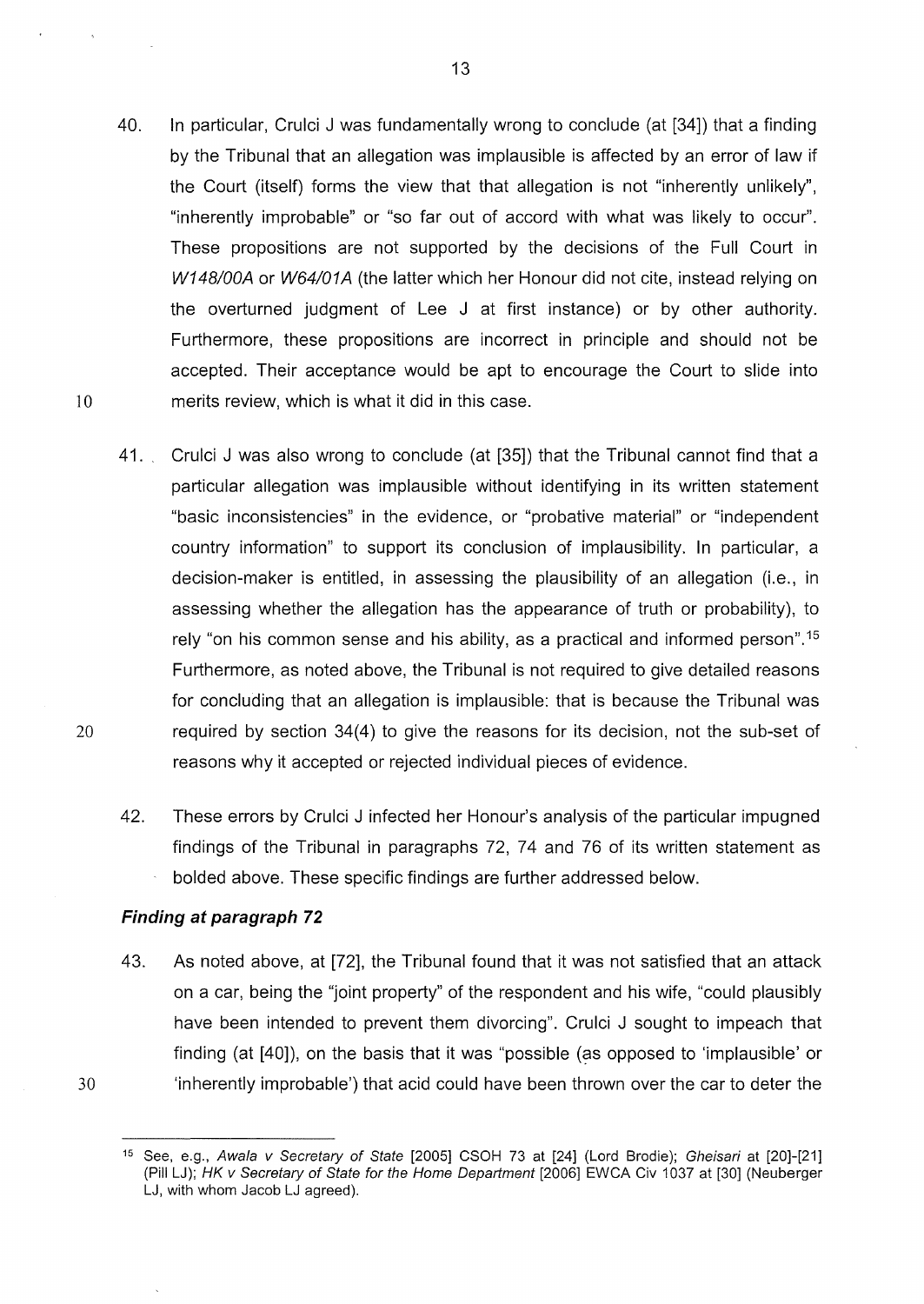40. In particular, Crulci J was fundamentally wrong to conclude (at [34]) that a finding by the Tribunal that an allegation was implausible is affected by an error of law if the Court (itself) forms the view that that allegation is not "inherently unlikely", "inherently improbable" or "so far out of accord with what was likely to occur". These propositions are not supported by the decisions of the Full Court in *W148/00A* or *W64/01A* (the latter which her Honour did not cite, instead relying on the overturned judgment of Lee J at first instance) or by other authority. Furthermore, these propositions are incorrect in principle and should not be accepted. Their acceptance would be apt to encourage the Court to slide into merits review, which is what it did in this case.

41. Crulci J was also wrong to conclude (at [35]) that the Tribunal cannot find that a particular allegation was implausible without identifying in its written statement "basic inconsistencies" in the evidence, or "probative material" or "independent country information" to support its conclusion of implausibility. In particular, a decision-maker is entitled, in assessing the plausibility of an allegation (i.e., in assessing whether the allegation has the appearance of truth or probability), to rely "on his common sense and his ability, as a practical and informed person".[15] Furthermore, as noted above, the Tribunal is not required to give detailed reasons for concluding that an allegation is implausible: that is because the Tribunal was required by section 34(4) to give the reasons for its decision, not the sub-set of reasons why it accepted or rejected individual pieces of evidence.

42. These errors by Crulci J infected her Honour's analysis of the particular impugned findings of the Tribunal in paragraphs 72, 74 and 76 of its written statement as bolded above. These specific findings are further addressed below.

### *Finding at paragraph 72*

43. As noted above, at [72], the Tribunal found that it was not satisfied that an attack on a car, being the "joint property" of the respondent and his wife, "could plausibly have been intended to prevent them divorcing". Crulci J sought to impeach that finding (at [40]), on the basis that it was "possible (as opposed to 'implausible' or 'inherently improbable') that acid could have been thrown over the car to deter the

---

[15] See, e.g., *Awala v Secretary of State* [2005] CSOH 73 at [24] (Lord Brodie); *Gheisari* at [20]-[21] (Pill LJ); *HK v Secretary of State for the Home Department* [2006] EWCA Civ 1037 at [30] (Neuberger LJ, with whom Jacob LJ agreed).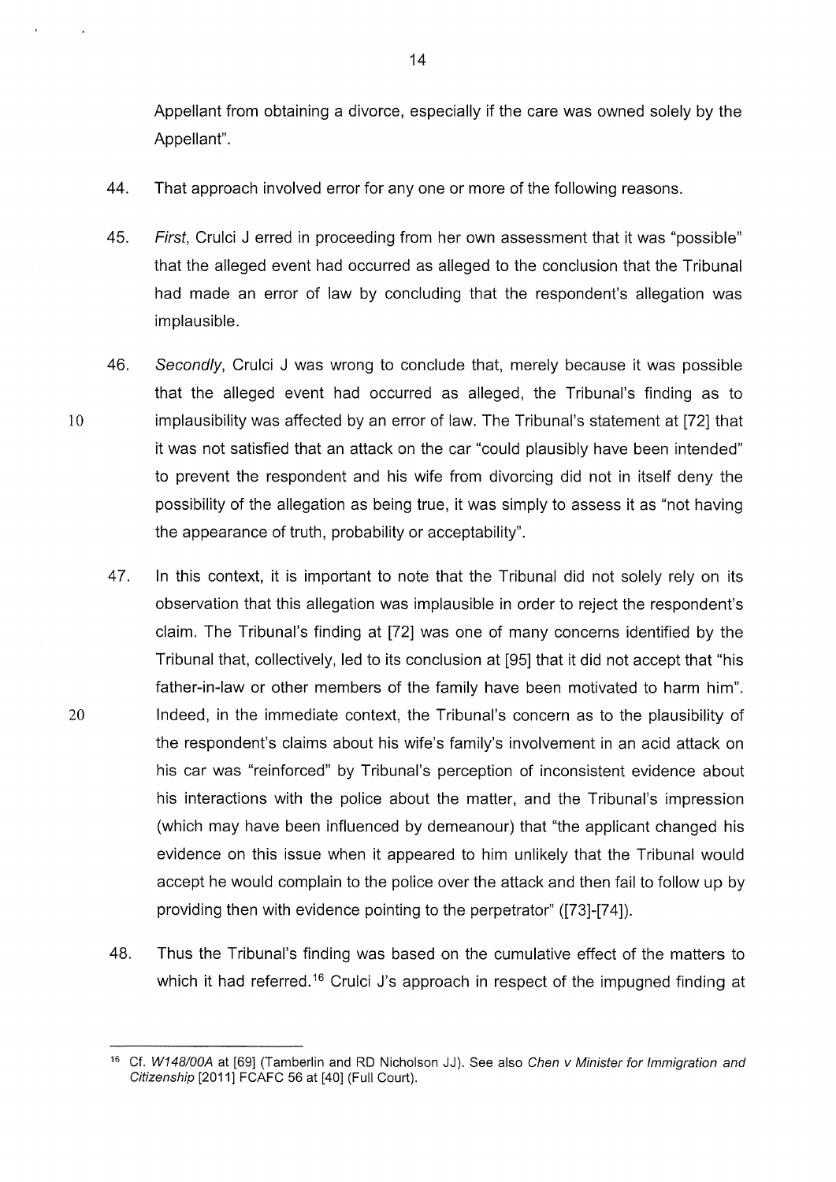Appellant from obtaining a divorce, especially if the care was owned solely by the Appellant".

44. That approach involved error for any one or more of the following reasons.

45. *First*, Crulci J erred in proceeding from her own assessment that it was "possible" that the alleged event had occurred as alleged to the conclusion that the Tribunal had made an error of law by concluding that the respondent's allegation was implausible.

46. *Secondly*, Crulci J was wrong to conclude that, merely because it was possible that the alleged event had occurred as alleged, the Tribunal's finding as to implausibility was affected by an error of law. The Tribunal's statement at [72] that it was not satisfied that an attack on the car "could plausibly have been intended" to prevent the respondent and his wife from divorcing did not in itself deny the possibility of the allegation as being true, it was simply to assess it as "not having the appearance of truth, probability or acceptability".

47. In this context, it is important to note that the Tribunal did not solely rely on its observation that this allegation was implausible in order to reject the respondent's claim. The Tribunal's finding at [72] was one of many concerns identified by the Tribunal that, collectively, led to its conclusion at [95] that it did not accept that "his father-in-law or other members of the family have been motivated to harm him". Indeed, in the immediate context, the Tribunal's concern as to the plausibility of the respondent's claims about his wife's family's involvement in an acid attack on his car was "reinforced" by Tribunal's perception of inconsistent evidence about his interactions with the police about the matter, and the Tribunal's impression (which may have been influenced by demeanour) that "the applicant changed his evidence on this issue when it appeared to him unlikely that the Tribunal would accept he would complain to the police over the attack and then fail to follow up by providing then with evidence pointing to the perpetrator" ([73]-[74]).

48. Thus the Tribunal's finding was based on the cumulative effect of the matters to which it had referred.[16] Crulci J's approach in respect of the impugned finding at

---

[16] Cf. *W148/00A* at [69] (Tamberlin and RD Nicholson JJ). See also *Chen v Minister for Immigration and Citizenship* [2011] FCAFC 56 at [40] (Full Court).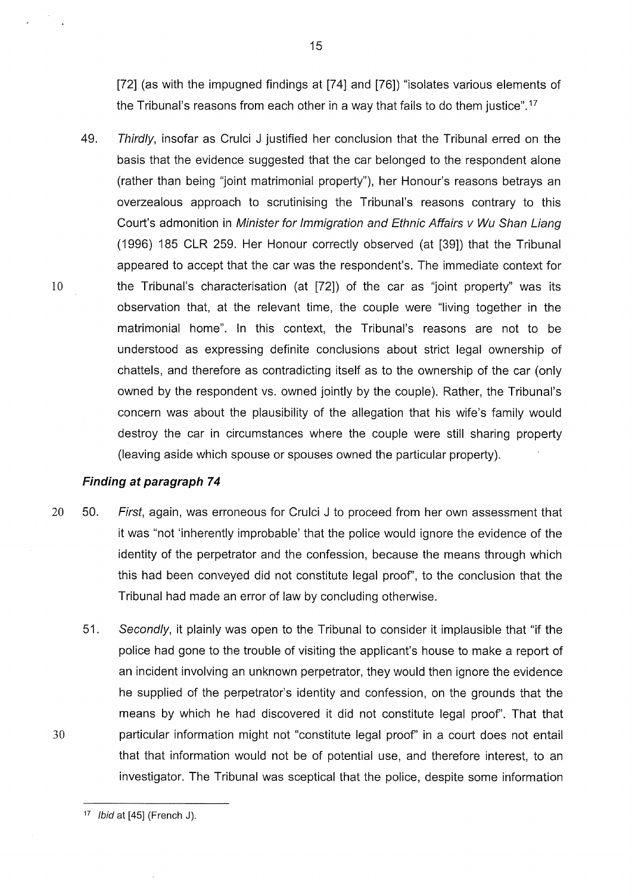[72] (as with the impugned findings at [74] and [76]) "isolates various elements of the Tribunal's reasons from each other in a way that fails to do them justice".[17]

49. *Thirdly*, insofar as Crulci J justified her conclusion that the Tribunal erred on the basis that the evidence suggested that the car belonged to the respondent alone (rather than being "joint matrimonial property"), her Honour's reasons betrays an overzealous approach to scrutinising the Tribunal's reasons contrary to this Court's admonition in *Minister for Immigration and Ethnic Affairs v Wu Shan Liang* (1996) 185 CLR 259. Her Honour correctly observed (at [39]) that the Tribunal appeared to accept that the car was the respondent's. The immediate context for the Tribunal's characterisation (at [72]) of the car as "joint property" was its observation that, at the relevant time, the couple were "living together in the matrimonial home". In this context, the Tribunal's reasons are not to be understood as expressing definite conclusions about strict legal ownership of chattels, and therefore as contradicting itself as to the ownership of the car (only owned by the respondent vs. owned jointly by the couple). Rather, the Tribunal's concern was about the plausibility of the allegation that his wife's family would destroy the car in circumstances where the couple were still sharing property (leaving aside which spouse or spouses owned the particular property).

### *Finding at paragraph 74*

50. *First*, again, was erroneous for Crulci J to proceed from her own assessment that it was "not 'inherently improbable' that the police would ignore the evidence of the identity of the perpetrator and the confession, because the means through which this had been conveyed did not constitute legal proof", to the conclusion that the Tribunal had made an error of law by concluding otherwise.

51. *Secondly*, it plainly was open to the Tribunal to consider it implausible that "if the police had gone to the trouble of visiting the applicant's house to make a report of an incident involving an unknown perpetrator, they would then ignore the evidence he supplied of the perpetrator's identity and confession, on the grounds that the means by which he had discovered it did not constitute legal proof". That that particular information might not "constitute legal proof" in a court does not entail that that information would not be of potential use, and therefore interest, to an investigator. The Tribunal was sceptical that the police, despite some information

[17] *Ibid* at [45] (French J).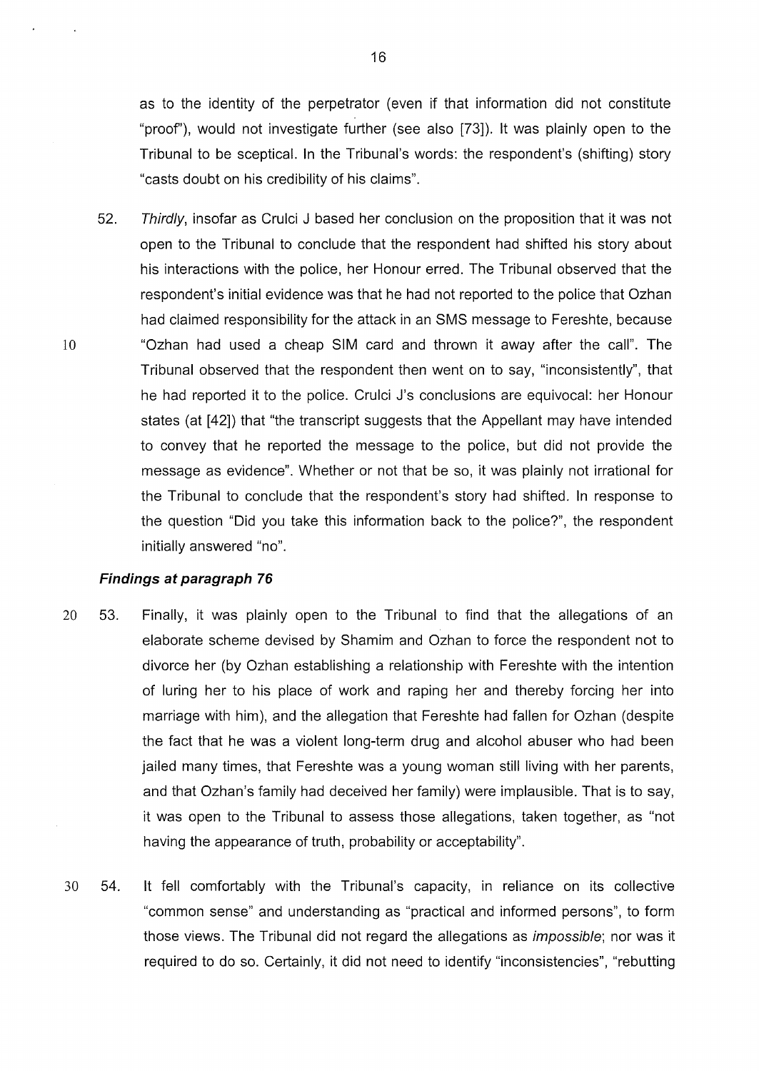as to the identity of the perpetrator (even if that information did not constitute "proof"), would not investigate further (see also [73]). It was plainly open to the Tribunal to be sceptical. In the Tribunal's words: the respondent's (shifting) story "casts doubt on his credibility of his claims".

52. *Thirdly*, insofar as Crulci J based her conclusion on the proposition that it was not open to the Tribunal to conclude that the respondent had shifted his story about his interactions with the police, her Honour erred. The Tribunal observed that the respondent's initial evidence was that he had not reported to the police that Ozhan had claimed responsibility for the attack in an SMS message to Fereshte, because "Ozhan had used a cheap SIM card and thrown it away after the call". The Tribunal observed that the respondent then went on to say, "inconsistently", that he had reported it to the police. Crulci J's conclusions are equivocal: her Honour states (at [42]) that "the transcript suggests that the Appellant may have intended to convey that he reported the message to the police, but did not provide the message as evidence". Whether or not that be so, it was plainly not irrational for the Tribunal to conclude that the respondent's story had shifted. In response to the question "Did you take this information back to the police?", the respondent initially answered "no".

***Findings at paragraph 76***

53. Finally, it was plainly open to the Tribunal to find that the allegations of an elaborate scheme devised by Shamim and Ozhan to force the respondent not to divorce her (by Ozhan establishing a relationship with Fereshte with the intention of luring her to his place of work and raping her and thereby forcing her into marriage with him), and the allegation that Fereshte had fallen for Ozhan (despite the fact that he was a violent long-term drug and alcohol abuser who had been jailed many times, that Fereshte was a young woman still living with her parents, and that Ozhan's family had deceived her family) were implausible. That is to say, it was open to the Tribunal to assess those allegations, taken together, as "not having the appearance of truth, probability or acceptability".

54. It fell comfortably with the Tribunal's capacity, in reliance on its collective "common sense" and understanding as "practical and informed persons", to form those views. The Tribunal did not regard the allegations as *impossible*; nor was it required to do so. Certainly, it did not need to identify "inconsistencies", "rebutting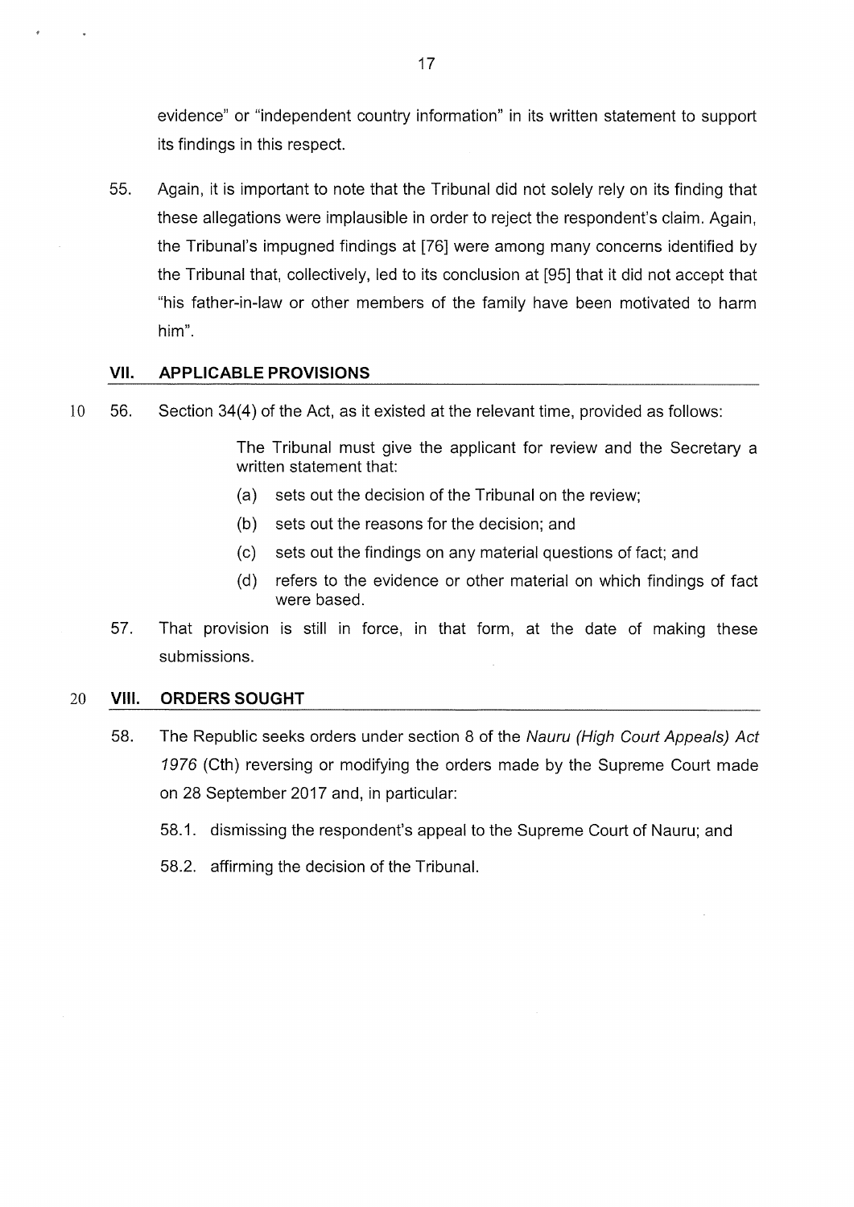evidence" or "independent country information" in its written statement to support its findings in this respect.

55. Again, it is important to note that the Tribunal did not solely rely on its finding that these allegations were implausible in order to reject the respondent's claim. Again, the Tribunal's impugned findings at [76] were among many concerns identified by the Tribunal that, collectively, led to its conclusion at [95] that it did not accept that "his father-in-law or other members of the family have been motivated to harm him".

## VII. APPLICABLE PROVISIONS

56. Section 34(4) of the Act, as it existed at the relevant time, provided as follows:

> The Tribunal must give the applicant for review and the Secretary a written statement that:
>
> (a) sets out the decision of the Tribunal on the review;
>
> (b) sets out the reasons for the decision; and
>
> (c) sets out the findings on any material questions of fact; and
>
> (d) refers to the evidence or other material on which findings of fact were based.

57. That provision is still in force, in that form, at the date of making these submissions.

## VIII. ORDERS SOUGHT

58. The Republic seeks orders under section 8 of the *Nauru (High Court Appeals) Act 1976* (Cth) reversing or modifying the orders made by the Supreme Court made on 28 September 2017 and, in particular:

    58.1. dismissing the respondent's appeal to the Supreme Court of Nauru; and

    58.2. affirming the decision of the Tribunal.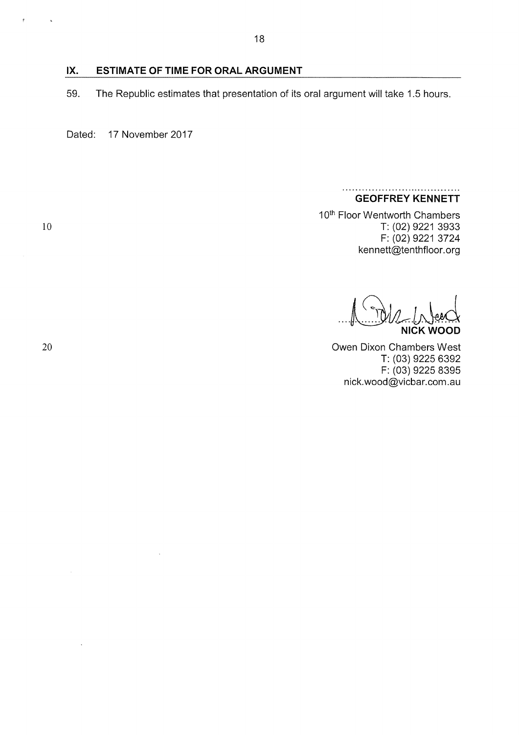## IX. ESTIMATE OF TIME FOR ORAL ARGUMENT

59. The Republic estimates that presentation of its oral argument will take 1.5 hours.

Dated: 17 November 2017

....................................
**GEOFFREY KENNETT**

10th Floor Wentworth Chambers
T: (02) 9221 3933
F: (02) 9221 3724
kennett@tenthfloor.org

**NICK WOOD**

Owen Dixon Chambers West
T: (03) 9225 6392
F: (03) 9225 8395
nick.wood@vicbar.com.au